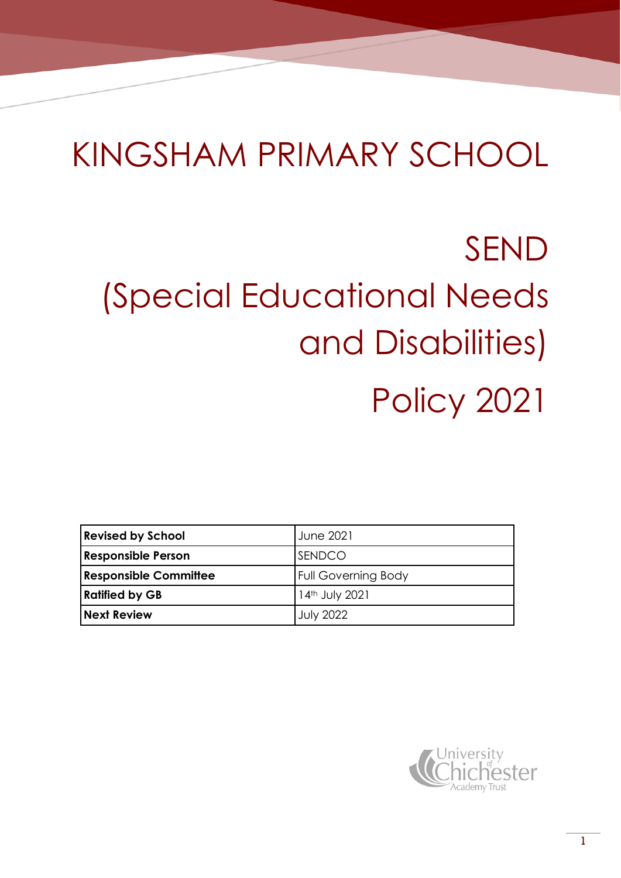# KINGSHAM PRIMARY SCHOOL

# SEND (Special Educational Needs and Disabilities) Policy 2021

| **Revised by School** | June 2021 |
|---|---|
| **Responsible Person** | SENDCO |
| **Responsible Committee** | Full Governing Body |
| **Ratified by GB** | 14th July 2021 |
| **Next Review** | July 2022 |

University of Chichester Academy Trust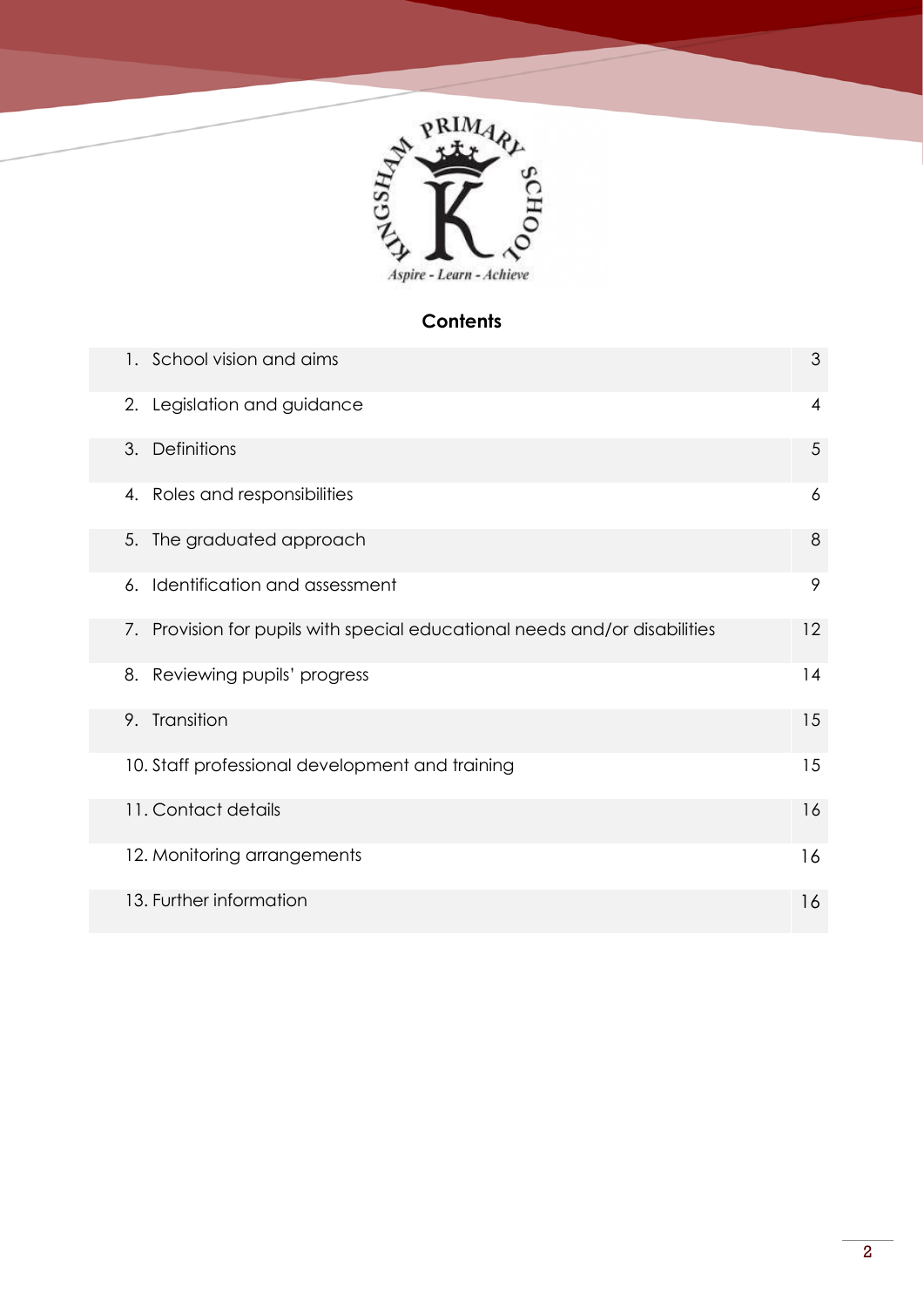## Contents

| | |
|---|---|
| 1. School vision and aims | 3 |
| 2. Legislation and guidance | 4 |
| 3. Definitions | 5 |
| 4. Roles and responsibilities | 6 |
| 5. The graduated approach | 8 |
| 6. Identification and assessment | 9 |
| 7. Provision for pupils with special educational needs and/or disabilities | 12 |
| 8. Reviewing pupils' progress | 14 |
| 9. Transition | 15 |
| 10. Staff professional development and training | 15 |
| 11. Contact details | 16 |
| 12. Monitoring arrangements | 16 |
| 13. Further information | 16 |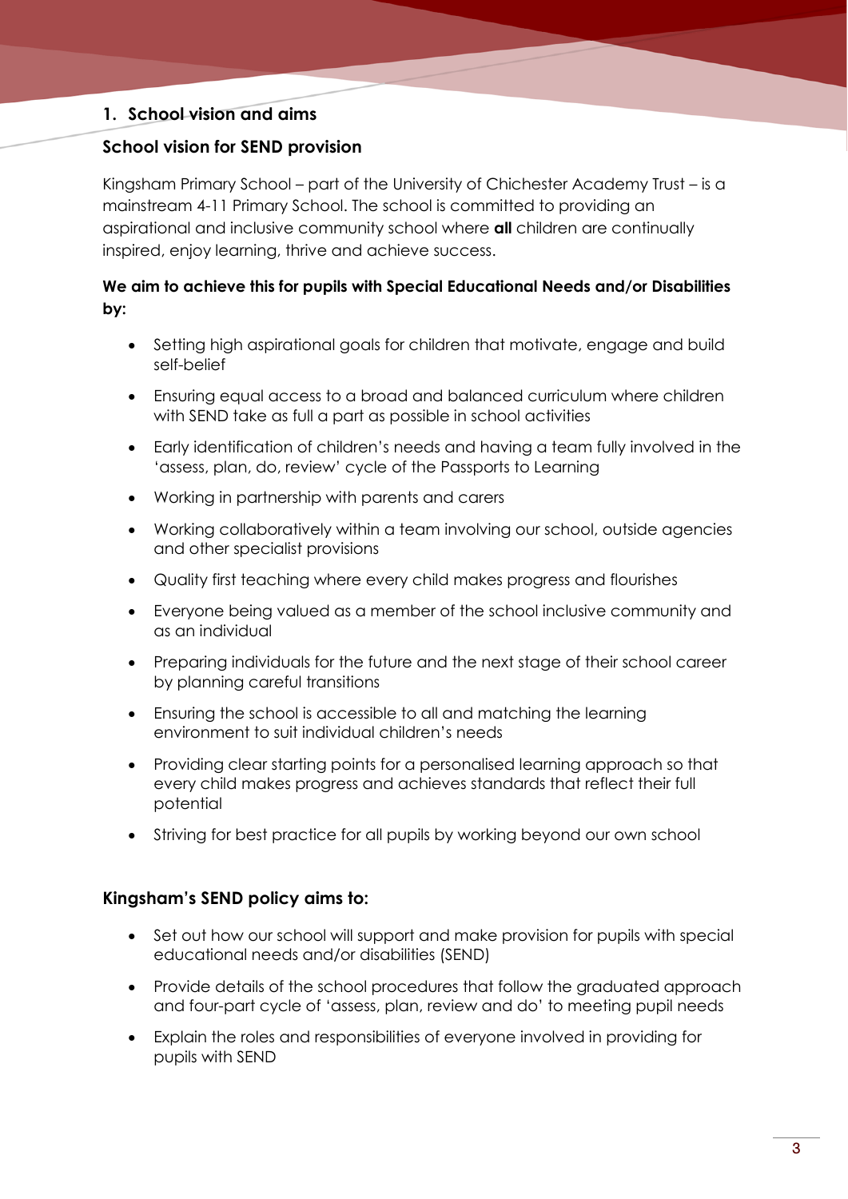## 1. School vision and aims

### School vision for SEND provision

Kingsham Primary School – part of the University of Chichester Academy Trust – is a mainstream 4-11 Primary School. The school is committed to providing an aspirational and inclusive community school where **all** children are continually inspired, enjoy learning, thrive and achieve success.

**We aim to achieve this for pupils with Special Educational Needs and/or Disabilities by:**

- Setting high aspirational goals for children that motivate, engage and build self-belief
- Ensuring equal access to a broad and balanced curriculum where children with SEND take as full a part as possible in school activities
- Early identification of children's needs and having a team fully involved in the 'assess, plan, do, review' cycle of the Passports to Learning
- Working in partnership with parents and carers
- Working collaboratively within a team involving our school, outside agencies and other specialist provisions
- Quality first teaching where every child makes progress and flourishes
- Everyone being valued as a member of the school inclusive community and as an individual
- Preparing individuals for the future and the next stage of their school career by planning careful transitions
- Ensuring the school is accessible to all and matching the learning environment to suit individual children's needs
- Providing clear starting points for a personalised learning approach so that every child makes progress and achieves standards that reflect their full potential
- Striving for best practice for all pupils by working beyond our own school

### Kingsham's SEND policy aims to:

- Set out how our school will support and make provision for pupils with special educational needs and/or disabilities (SEND)
- Provide details of the school procedures that follow the graduated approach and four-part cycle of 'assess, plan, review and do' to meeting pupil needs
- Explain the roles and responsibilities of everyone involved in providing for pupils with SEND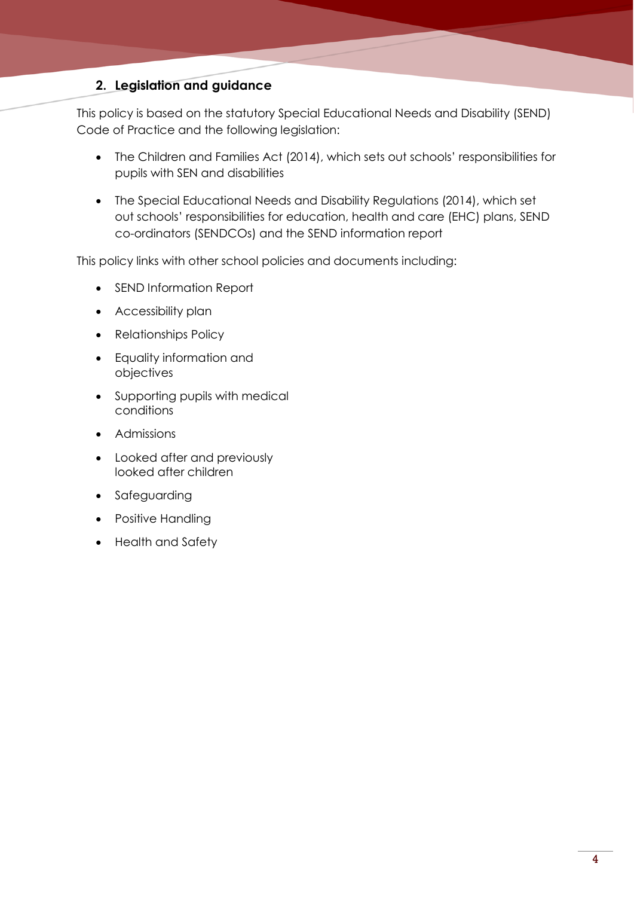## 2. Legislation and guidance

This policy is based on the statutory Special Educational Needs and Disability (SEND) Code of Practice and the following legislation:

- The Children and Families Act (2014), which sets out schools' responsibilities for pupils with SEN and disabilities
- The Special Educational Needs and Disability Regulations (2014), which set out schools' responsibilities for education, health and care (EHC) plans, SEND co-ordinators (SENDCOs) and the SEND information report

This policy links with other school policies and documents including:

- SEND Information Report
- Accessibility plan
- Relationships Policy
- Equality information and objectives
- Supporting pupils with medical conditions
- Admissions
- Looked after and previously looked after children
- Safeguarding
- Positive Handling
- Health and Safety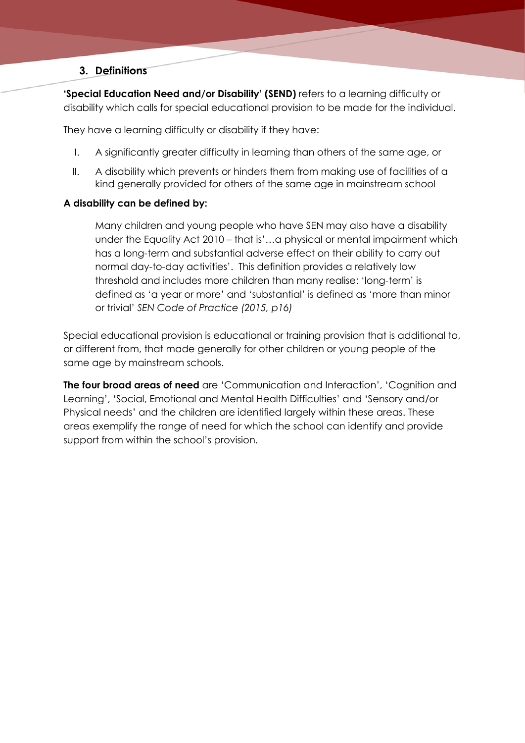## 3. Definitions

**'Special Education Need and/or Disability' (SEND)** refers to a learning difficulty or disability which calls for special educational provision to be made for the individual.

They have a learning difficulty or disability if they have:

I. A significantly greater difficulty in learning than others of the same age, or

II. A disability which prevents or hinders them from making use of facilities of a kind generally provided for others of the same age in mainstream school

**A disability can be defined by:**

> Many children and young people who have SEN may also have a disability under the Equality Act 2010 – that is'…a physical or mental impairment which has a long-term and substantial adverse effect on their ability to carry out normal day-to-day activities'. This definition provides a relatively low threshold and includes more children than many realise: 'long-term' is defined as 'a year or more' and 'substantial' is defined as 'more than minor or trivial' *SEN Code of Practice (2015, p16)*

Special educational provision is educational or training provision that is additional to, or different from, that made generally for other children or young people of the same age by mainstream schools.

**The four broad areas of need** are 'Communication and Interaction', 'Cognition and Learning', 'Social, Emotional and Mental Health Difficulties' and 'Sensory and/or Physical needs' and the children are identified largely within these areas. These areas exemplify the range of need for which the school can identify and provide support from within the school's provision.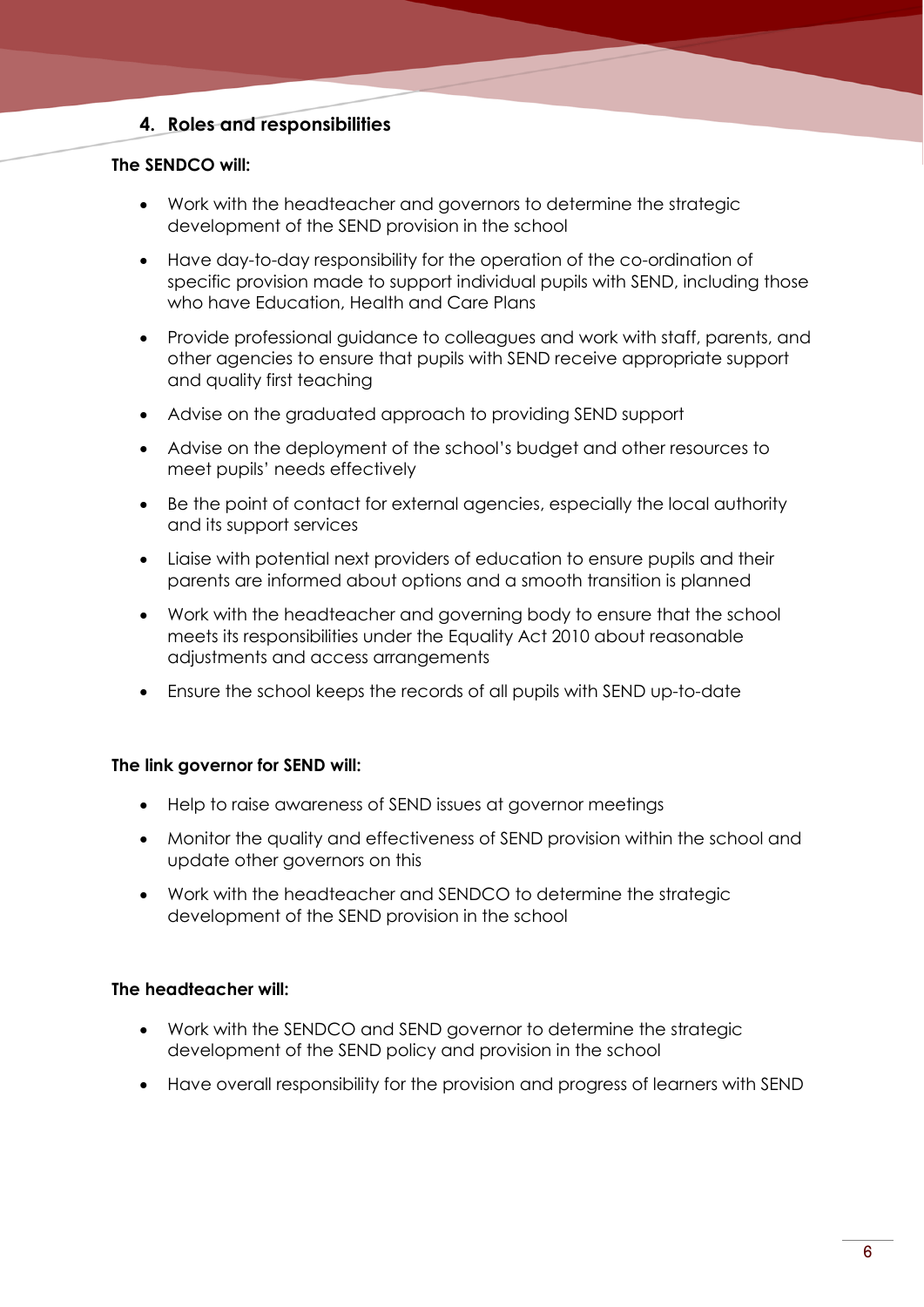## 4. Roles and responsibilities

**The SENDCO will:**

- Work with the headteacher and governors to determine the strategic development of the SEND provision in the school
- Have day-to-day responsibility for the operation of the co-ordination of specific provision made to support individual pupils with SEND, including those who have Education, Health and Care Plans
- Provide professional guidance to colleagues and work with staff, parents, and other agencies to ensure that pupils with SEND receive appropriate support and quality first teaching
- Advise on the graduated approach to providing SEND support
- Advise on the deployment of the school's budget and other resources to meet pupils' needs effectively
- Be the point of contact for external agencies, especially the local authority and its support services
- Liaise with potential next providers of education to ensure pupils and their parents are informed about options and a smooth transition is planned
- Work with the headteacher and governing body to ensure that the school meets its responsibilities under the Equality Act 2010 about reasonable adjustments and access arrangements
- Ensure the school keeps the records of all pupils with SEND up-to-date

**The link governor for SEND will:**

- Help to raise awareness of SEND issues at governor meetings
- Monitor the quality and effectiveness of SEND provision within the school and update other governors on this
- Work with the headteacher and SENDCO to determine the strategic development of the SEND provision in the school

**The headteacher will:**

- Work with the SENDCO and SEND governor to determine the strategic development of the SEND policy and provision in the school
- Have overall responsibility for the provision and progress of learners with SEND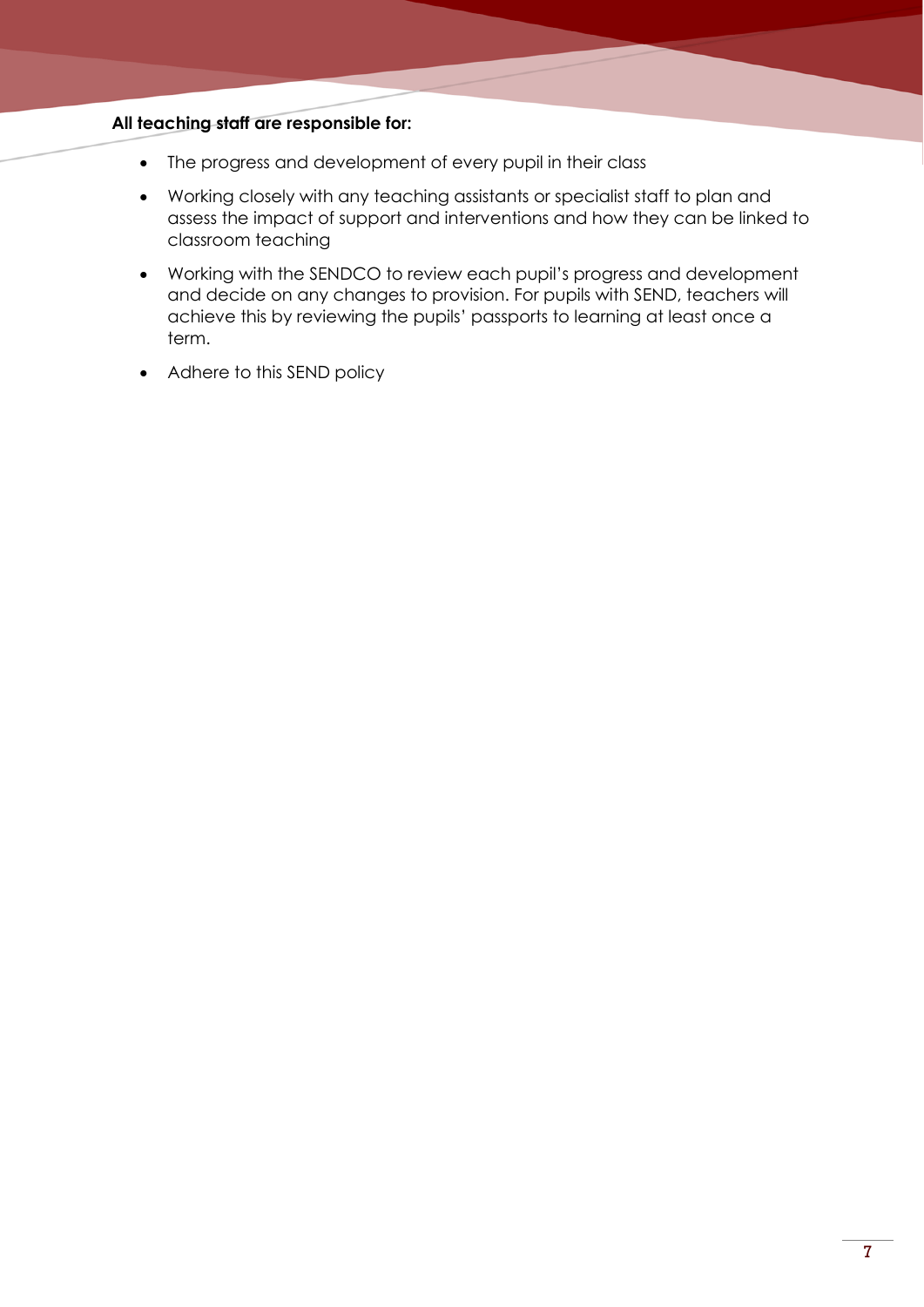**All teaching staff are responsible for:**

- The progress and development of every pupil in their class
- Working closely with any teaching assistants or specialist staff to plan and assess the impact of support and interventions and how they can be linked to classroom teaching
- Working with the SENDCO to review each pupil's progress and development and decide on any changes to provision. For pupils with SEND, teachers will achieve this by reviewing the pupils' passports to learning at least once a term.
- Adhere to this SEND policy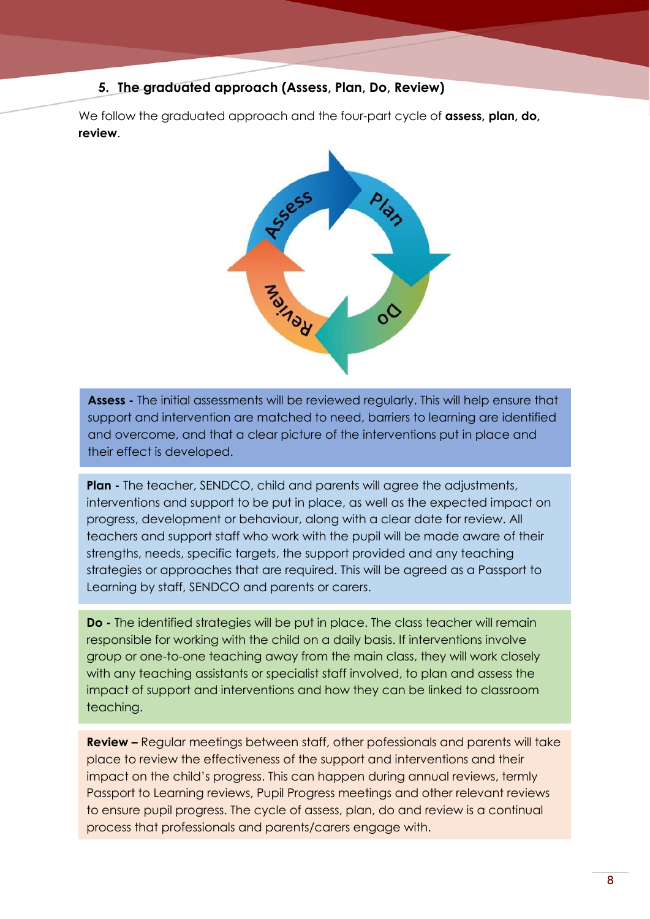## 5. The graduated approach (Assess, Plan, Do, Review)

We follow the graduated approach and the four-part cycle of **assess, plan, do, review**.

**Assess -** The initial assessments will be reviewed regularly. This will help ensure that support and intervention are matched to need, barriers to learning are identified and overcome, and that a clear picture of the interventions put in place and their effect is developed.

**Plan -** The teacher, SENDCO, child and parents will agree the adjustments, interventions and support to be put in place, as well as the expected impact on progress, development or behaviour, along with a clear date for review. All teachers and support staff who work with the pupil will be made aware of their strengths, needs, specific targets, the support provided and any teaching strategies or approaches that are required. This will be agreed as a Passport to Learning by staff, SENDCO and parents or carers.

**Do -** The identified strategies will be put in place. The class teacher will remain responsible for working with the child on a daily basis. If interventions involve group or one-to-one teaching away from the main class, they will work closely with any teaching assistants or specialist staff involved, to plan and assess the impact of support and interventions and how they can be linked to classroom teaching.

**Review –** Regular meetings between staff, other pofessionals and parents will take place to review the effectiveness of the support and interventions and their impact on the child's progress. This can happen during annual reviews, termly Passport to Learning reviews, Pupil Progress meetings and other relevant reviews to ensure pupil progress. The cycle of assess, plan, do and review is a continual process that professionals and parents/carers engage with.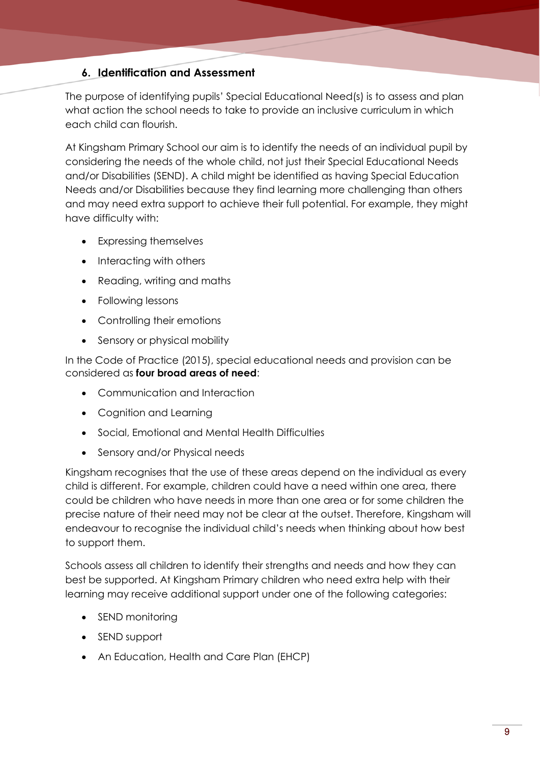## 6. Identification and Assessment

The purpose of identifying pupils' Special Educational Need(s) is to assess and plan what action the school needs to take to provide an inclusive curriculum in which each child can flourish.

At Kingsham Primary School our aim is to identify the needs of an individual pupil by considering the needs of the whole child, not just their Special Educational Needs and/or Disabilities (SEND). A child might be identified as having Special Education Needs and/or Disabilities because they find learning more challenging than others and may need extra support to achieve their full potential. For example, they might have difficulty with:

- Expressing themselves
- Interacting with others
- Reading, writing and maths
- Following lessons
- Controlling their emotions
- Sensory or physical mobility

In the Code of Practice (2015), special educational needs and provision can be considered as **four broad areas of need**:

- Communication and Interaction
- Cognition and Learning
- Social, Emotional and Mental Health Difficulties
- Sensory and/or Physical needs

Kingsham recognises that the use of these areas depend on the individual as every child is different. For example, children could have a need within one area, there could be children who have needs in more than one area or for some children the precise nature of their need may not be clear at the outset. Therefore, Kingsham will endeavour to recognise the individual child's needs when thinking about how best to support them.

Schools assess all children to identify their strengths and needs and how they can best be supported. At Kingsham Primary children who need extra help with their learning may receive additional support under one of the following categories:

- SEND monitoring
- SEND support
- An Education, Health and Care Plan (EHCP)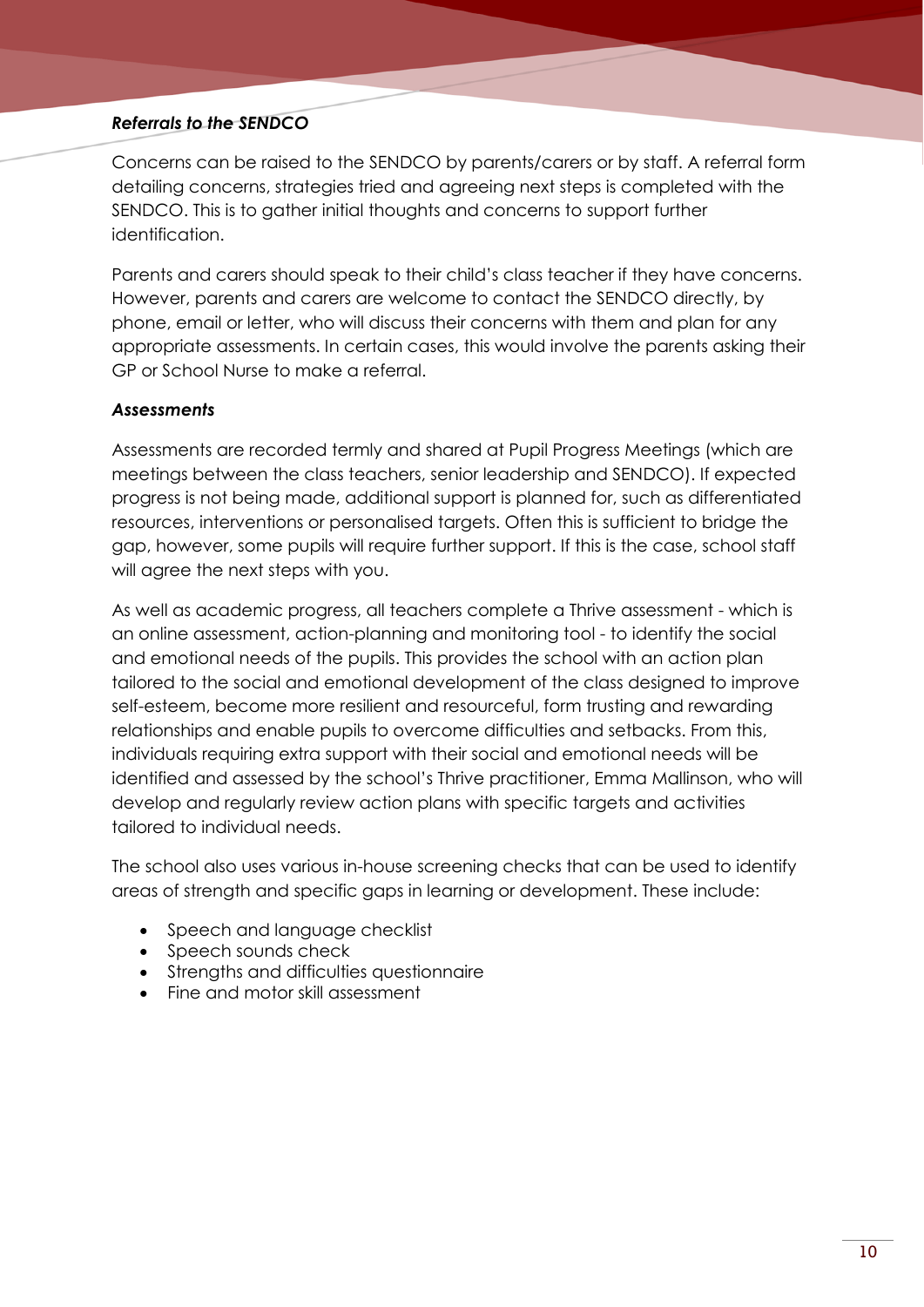***Referrals to the SENDCO***

Concerns can be raised to the SENDCO by parents/carers or by staff. A referral form detailing concerns, strategies tried and agreeing next steps is completed with the SENDCO. This is to gather initial thoughts and concerns to support further identification.

Parents and carers should speak to their child's class teacher if they have concerns. However, parents and carers are welcome to contact the SENDCO directly, by phone, email or letter, who will discuss their concerns with them and plan for any appropriate assessments. In certain cases, this would involve the parents asking their GP or School Nurse to make a referral.

***Assessments***

Assessments are recorded termly and shared at Pupil Progress Meetings (which are meetings between the class teachers, senior leadership and SENDCO). If expected progress is not being made, additional support is planned for, such as differentiated resources, interventions or personalised targets. Often this is sufficient to bridge the gap, however, some pupils will require further support. If this is the case, school staff will agree the next steps with you.

As well as academic progress, all teachers complete a Thrive assessment - which is an online assessment, action-planning and monitoring tool - to identify the social and emotional needs of the pupils. This provides the school with an action plan tailored to the social and emotional development of the class designed to improve self-esteem, become more resilient and resourceful, form trusting and rewarding relationships and enable pupils to overcome difficulties and setbacks. From this, individuals requiring extra support with their social and emotional needs will be identified and assessed by the school's Thrive practitioner, Emma Mallinson, who will develop and regularly review action plans with specific targets and activities tailored to individual needs.

The school also uses various in-house screening checks that can be used to identify areas of strength and specific gaps in learning or development. These include:

- Speech and language checklist
- Speech sounds check
- Strengths and difficulties questionnaire
- Fine and motor skill assessment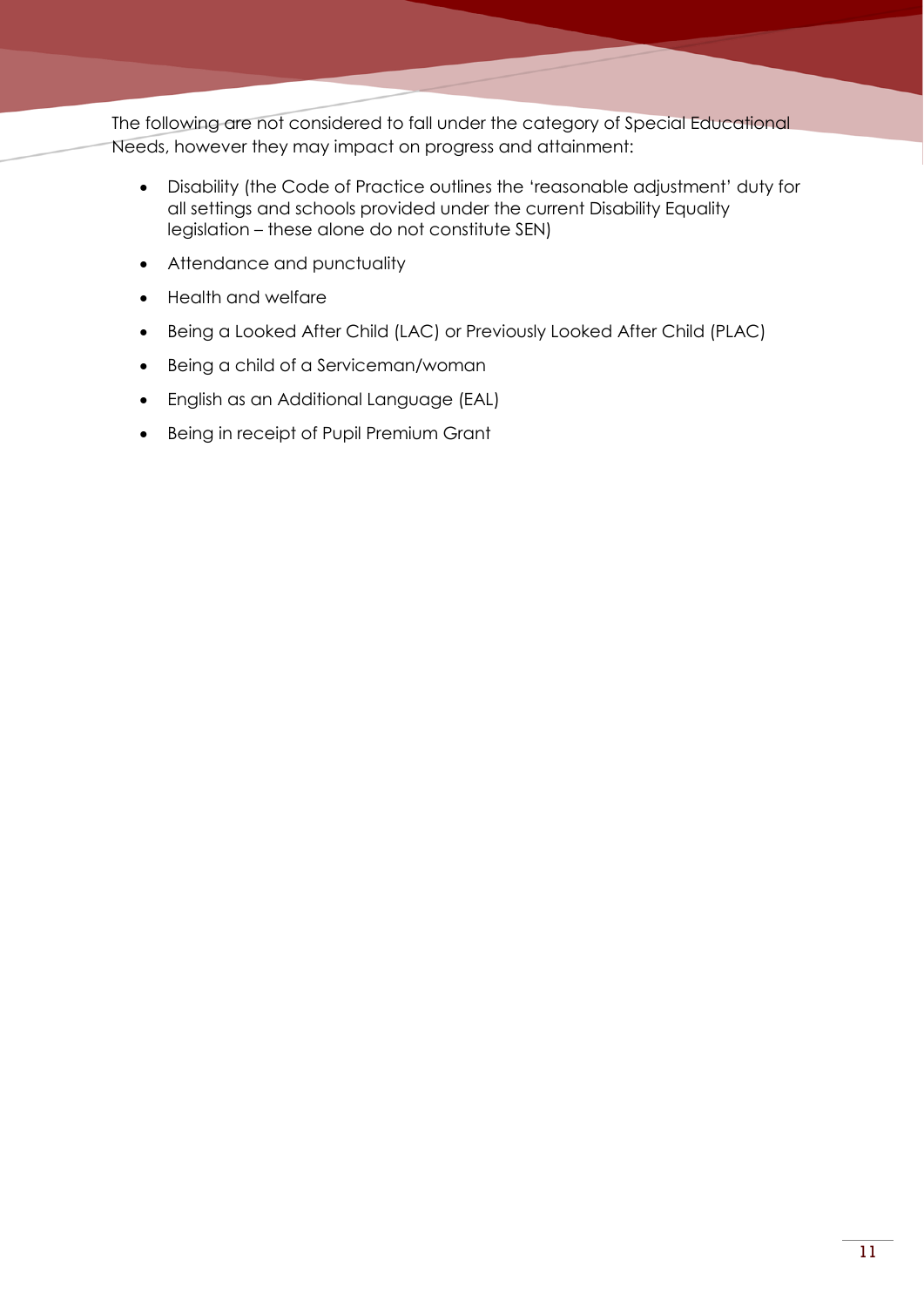The following are not considered to fall under the category of Special Educational Needs, however they may impact on progress and attainment:

- Disability (the Code of Practice outlines the 'reasonable adjustment' duty for all settings and schools provided under the current Disability Equality legislation – these alone do not constitute SEN)
- Attendance and punctuality
- Health and welfare
- Being a Looked After Child (LAC) or Previously Looked After Child (PLAC)
- Being a child of a Serviceman/woman
- English as an Additional Language (EAL)
- Being in receipt of Pupil Premium Grant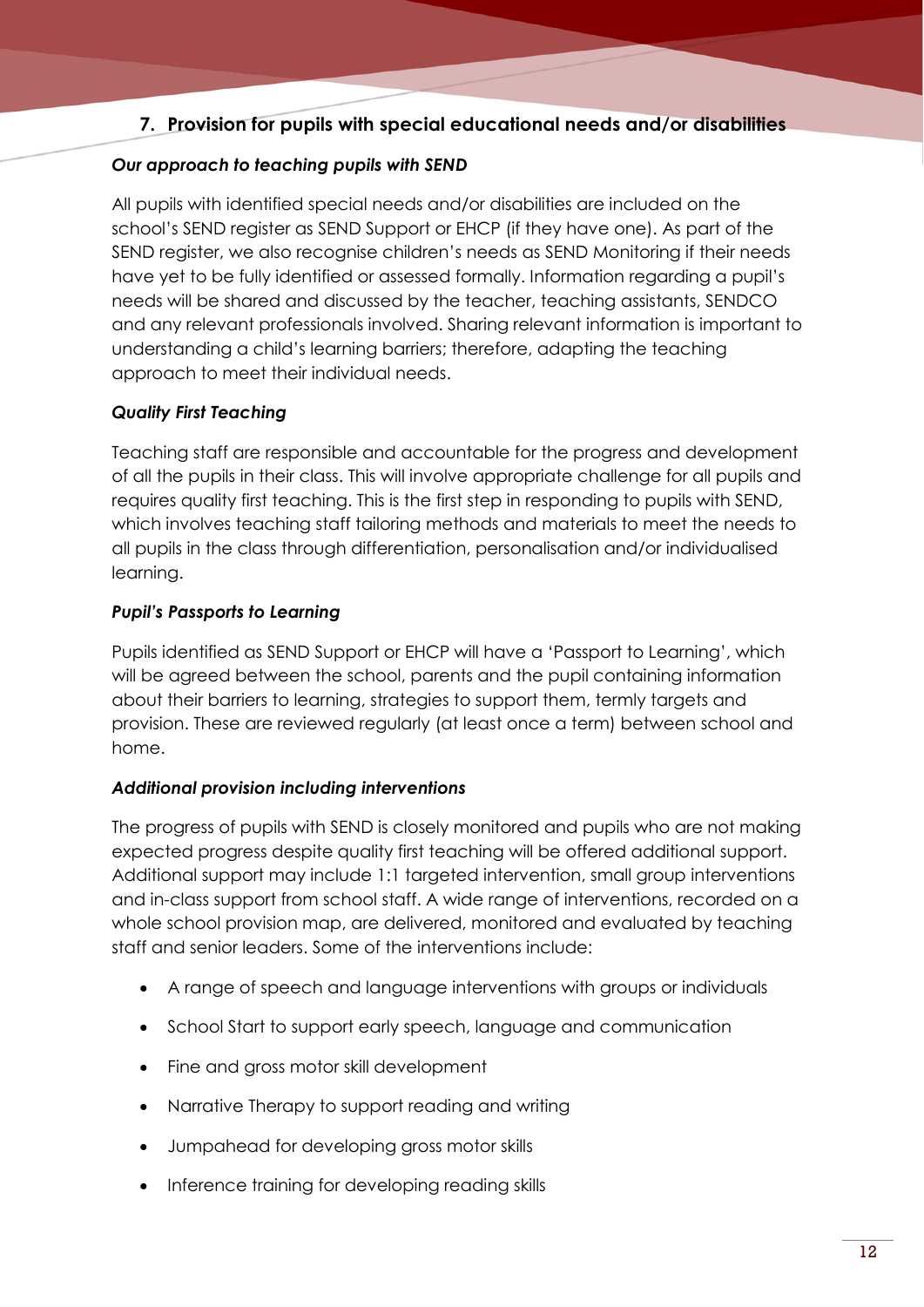## 7. Provision for pupils with special educational needs and/or disabilities

***Our approach to teaching pupils with SEND***

All pupils with identified special needs and/or disabilities are included on the school's SEND register as SEND Support or EHCP (if they have one). As part of the SEND register, we also recognise children's needs as SEND Monitoring if their needs have yet to be fully identified or assessed formally. Information regarding a pupil's needs will be shared and discussed by the teacher, teaching assistants, SENDCO and any relevant professionals involved. Sharing relevant information is important to understanding a child's learning barriers; therefore, adapting the teaching approach to meet their individual needs.

***Quality First Teaching***

Teaching staff are responsible and accountable for the progress and development of all the pupils in their class. This will involve appropriate challenge for all pupils and requires quality first teaching. This is the first step in responding to pupils with SEND, which involves teaching staff tailoring methods and materials to meet the needs to all pupils in the class through differentiation, personalisation and/or individualised learning.

***Pupil's Passports to Learning***

Pupils identified as SEND Support or EHCP will have a 'Passport to Learning', which will be agreed between the school, parents and the pupil containing information about their barriers to learning, strategies to support them, termly targets and provision. These are reviewed regularly (at least once a term) between school and home.

***Additional provision including interventions***

The progress of pupils with SEND is closely monitored and pupils who are not making expected progress despite quality first teaching will be offered additional support. Additional support may include 1:1 targeted intervention, small group interventions and in-class support from school staff. A wide range of interventions, recorded on a whole school provision map, are delivered, monitored and evaluated by teaching staff and senior leaders. Some of the interventions include:

- A range of speech and language interventions with groups or individuals
- School Start to support early speech, language and communication
- Fine and gross motor skill development
- Narrative Therapy to support reading and writing
- Jumpahead for developing gross motor skills
- Inference training for developing reading skills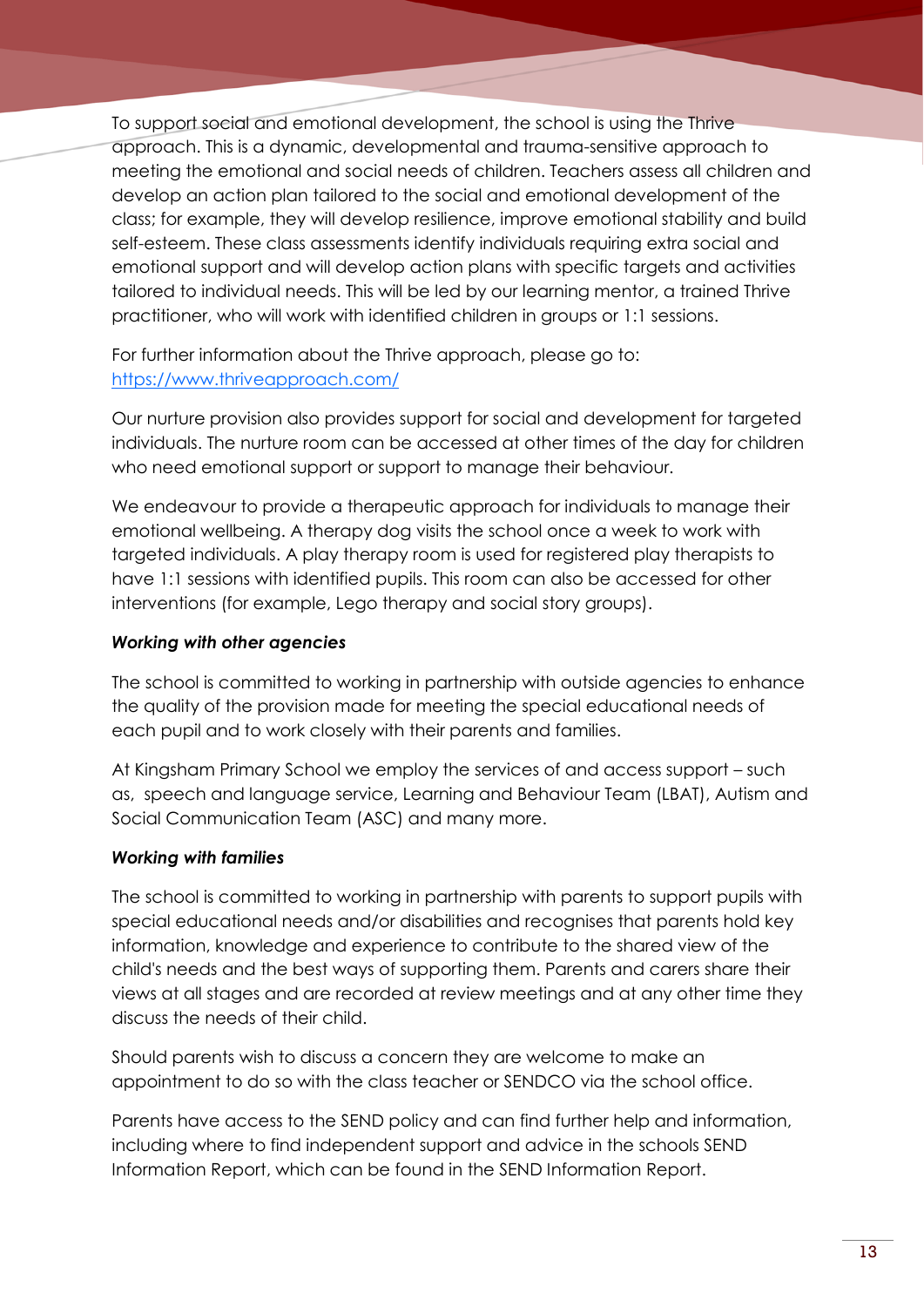To support social and emotional development, the school is using the Thrive approach. This is a dynamic, developmental and trauma-sensitive approach to meeting the emotional and social needs of children. Teachers assess all children and develop an action plan tailored to the social and emotional development of the class; for example, they will develop resilience, improve emotional stability and build self-esteem. These class assessments identify individuals requiring extra social and emotional support and will develop action plans with specific targets and activities tailored to individual needs. This will be led by our learning mentor, a trained Thrive practitioner, who will work with identified children in groups or 1:1 sessions.

For further information about the Thrive approach, please go to: https://www.thriveapproach.com/

Our nurture provision also provides support for social and development for targeted individuals. The nurture room can be accessed at other times of the day for children who need emotional support or support to manage their behaviour.

We endeavour to provide a therapeutic approach for individuals to manage their emotional wellbeing. A therapy dog visits the school once a week to work with targeted individuals. A play therapy room is used for registered play therapists to have 1:1 sessions with identified pupils. This room can also be accessed for other interventions (for example, Lego therapy and social story groups).

***Working with other agencies***

The school is committed to working in partnership with outside agencies to enhance the quality of the provision made for meeting the special educational needs of each pupil and to work closely with their parents and families.

At Kingsham Primary School we employ the services of and access support – such as, speech and language service, Learning and Behaviour Team (LBAT), Autism and Social Communication Team (ASC) and many more.

***Working with families***

The school is committed to working in partnership with parents to support pupils with special educational needs and/or disabilities and recognises that parents hold key information, knowledge and experience to contribute to the shared view of the child's needs and the best ways of supporting them. Parents and carers share their views at all stages and are recorded at review meetings and at any other time they discuss the needs of their child.

Should parents wish to discuss a concern they are welcome to make an appointment to do so with the class teacher or SENDCO via the school office.

Parents have access to the SEND policy and can find further help and information, including where to find independent support and advice in the schools SEND Information Report, which can be found in the SEND Information Report.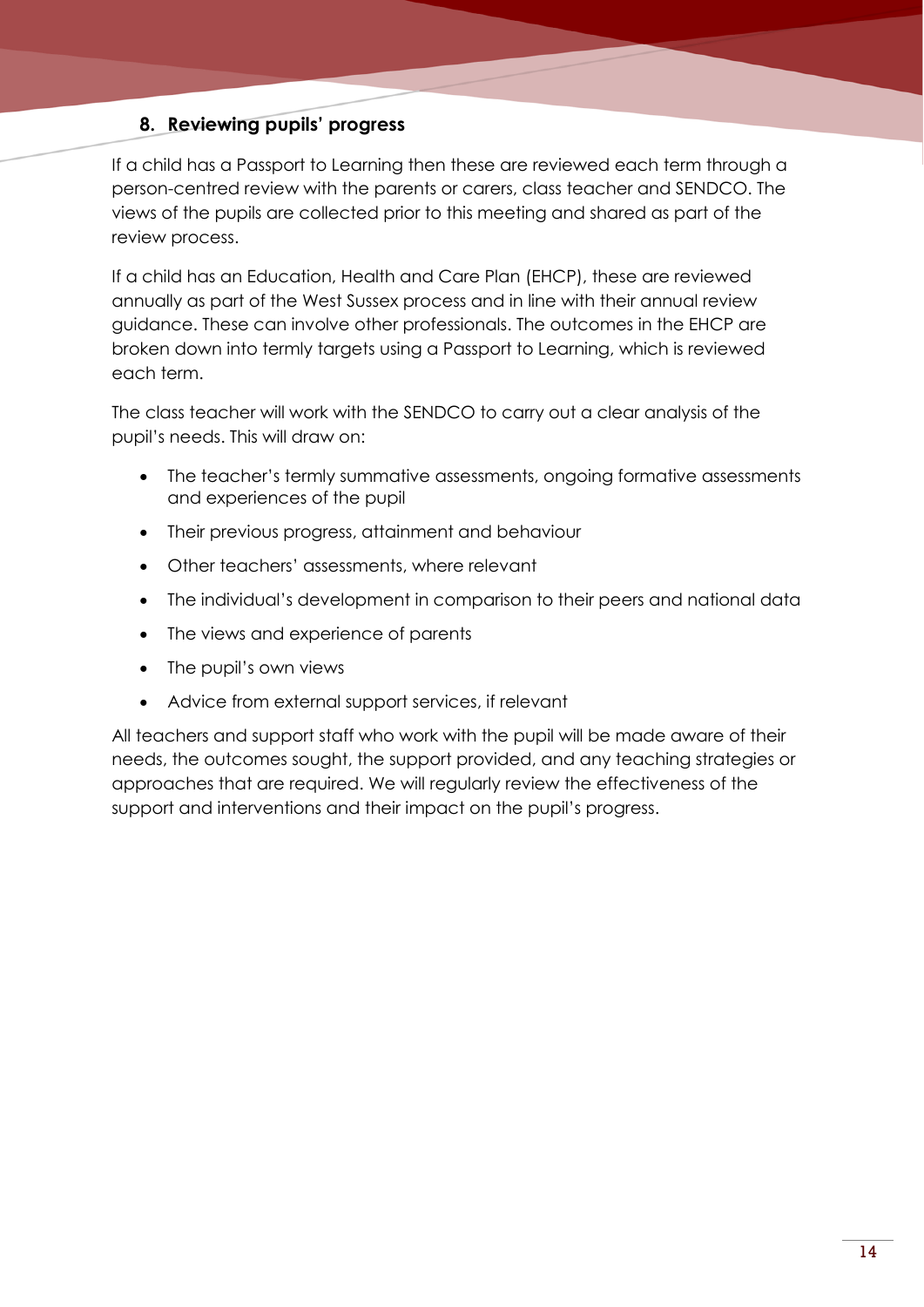## 8. Reviewing pupils' progress

If a child has a Passport to Learning then these are reviewed each term through a person-centred review with the parents or carers, class teacher and SENDCO. The views of the pupils are collected prior to this meeting and shared as part of the review process.

If a child has an Education, Health and Care Plan (EHCP), these are reviewed annually as part of the West Sussex process and in line with their annual review guidance. These can involve other professionals. The outcomes in the EHCP are broken down into termly targets using a Passport to Learning, which is reviewed each term.

The class teacher will work with the SENDCO to carry out a clear analysis of the pupil's needs. This will draw on:

- The teacher's termly summative assessments, ongoing formative assessments and experiences of the pupil
- Their previous progress, attainment and behaviour
- Other teachers' assessments, where relevant
- The individual's development in comparison to their peers and national data
- The views and experience of parents
- The pupil's own views
- Advice from external support services, if relevant

All teachers and support staff who work with the pupil will be made aware of their needs, the outcomes sought, the support provided, and any teaching strategies or approaches that are required. We will regularly review the effectiveness of the support and interventions and their impact on the pupil's progress.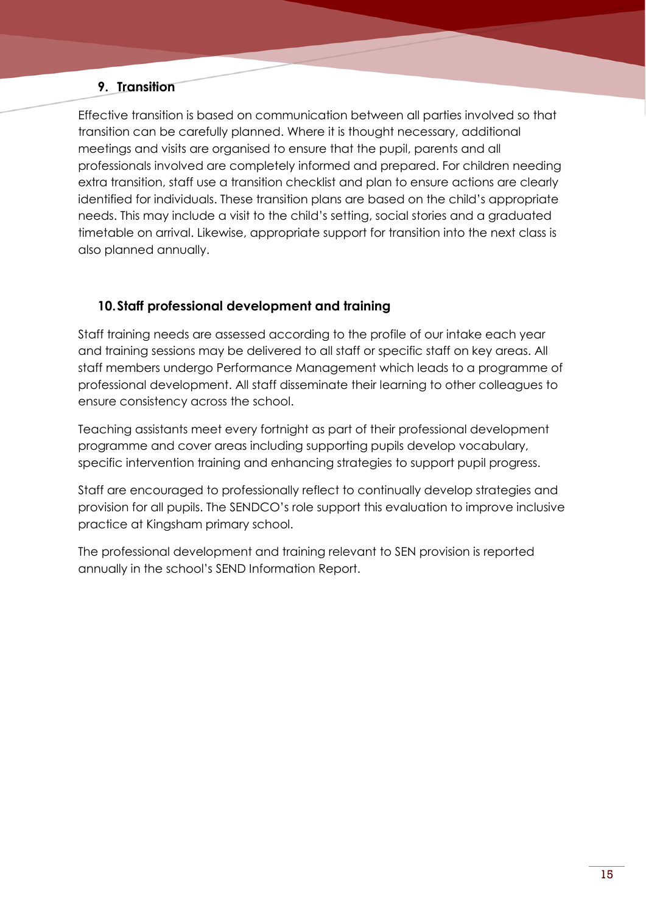## 9. Transition

Effective transition is based on communication between all parties involved so that transition can be carefully planned. Where it is thought necessary, additional meetings and visits are organised to ensure that the pupil, parents and all professionals involved are completely informed and prepared. For children needing extra transition, staff use a transition checklist and plan to ensure actions are clearly identified for individuals. These transition plans are based on the child's appropriate needs. This may include a visit to the child's setting, social stories and a graduated timetable on arrival. Likewise, appropriate support for transition into the next class is also planned annually.

## 10. Staff professional development and training

Staff training needs are assessed according to the profile of our intake each year and training sessions may be delivered to all staff or specific staff on key areas. All staff members undergo Performance Management which leads to a programme of professional development. All staff disseminate their learning to other colleagues to ensure consistency across the school.

Teaching assistants meet every fortnight as part of their professional development programme and cover areas including supporting pupils develop vocabulary, specific intervention training and enhancing strategies to support pupil progress.

Staff are encouraged to professionally reflect to continually develop strategies and provision for all pupils. The SENDCO's role support this evaluation to improve inclusive practice at Kingsham primary school.

The professional development and training relevant to SEN provision is reported annually in the school's SEND Information Report.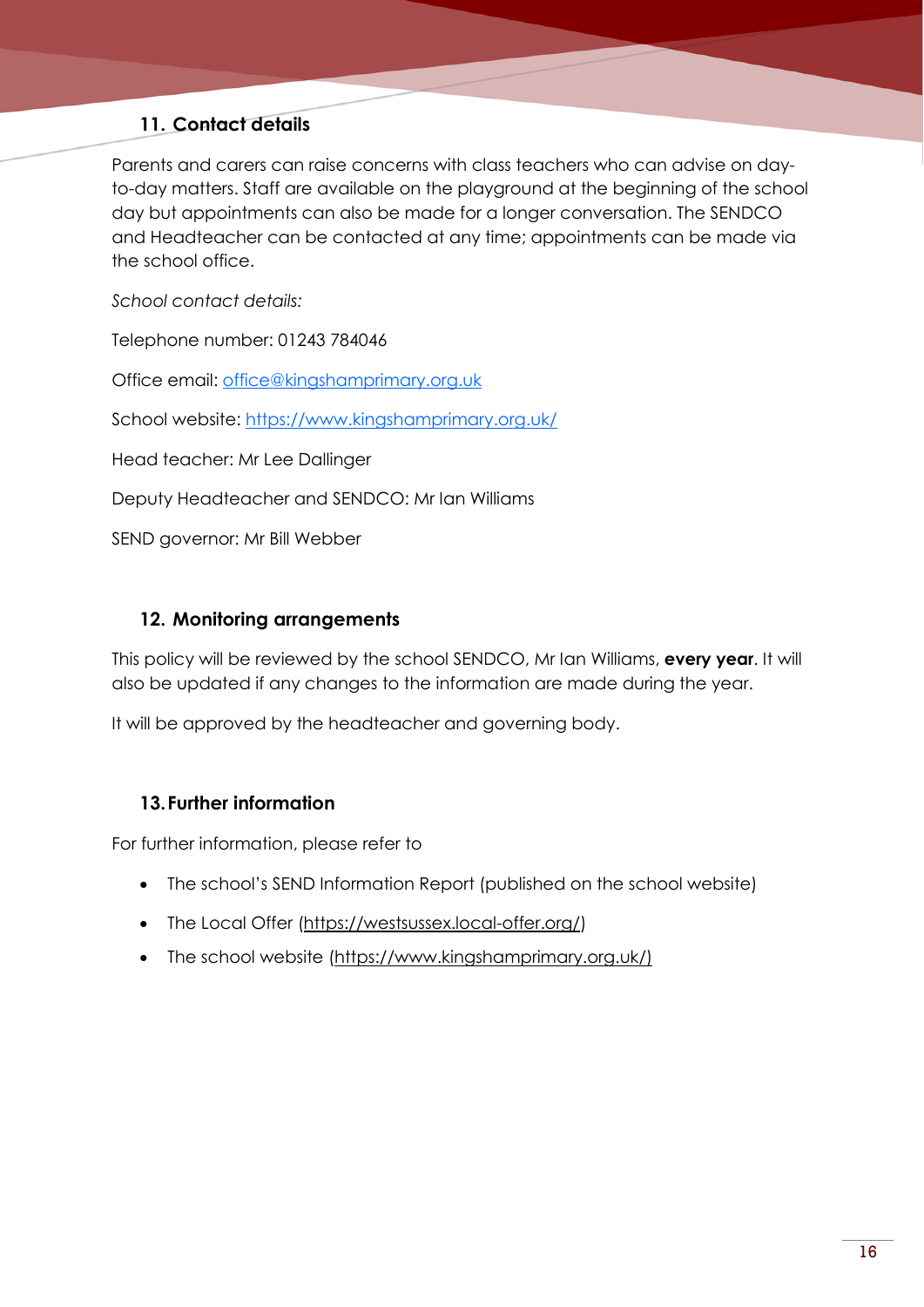## 11. Contact details

Parents and carers can raise concerns with class teachers who can advise on day-to-day matters. Staff are available on the playground at the beginning of the school day but appointments can also be made for a longer conversation. The SENDCO and Headteacher can be contacted at any time; appointments can be made via the school office.

*School contact details:*

Telephone number: 01243 784046

Office email: office@kingshamprimary.org.uk

School website: https://www.kingshamprimary.org.uk/

Head teacher: Mr Lee Dallinger

Deputy Headteacher and SENDCO: Mr Ian Williams

SEND governor: Mr Bill Webber

## 12. Monitoring arrangements

This policy will be reviewed by the school SENDCO, Mr Ian Williams, **every year**. It will also be updated if any changes to the information are made during the year.

It will be approved by the headteacher and governing body.

## 13. Further information

For further information, please refer to

- The school's SEND Information Report (published on the school website)
- The Local Offer (https://westsussex.local-offer.org/)
- The school website (https://www.kingshamprimary.org.uk/)